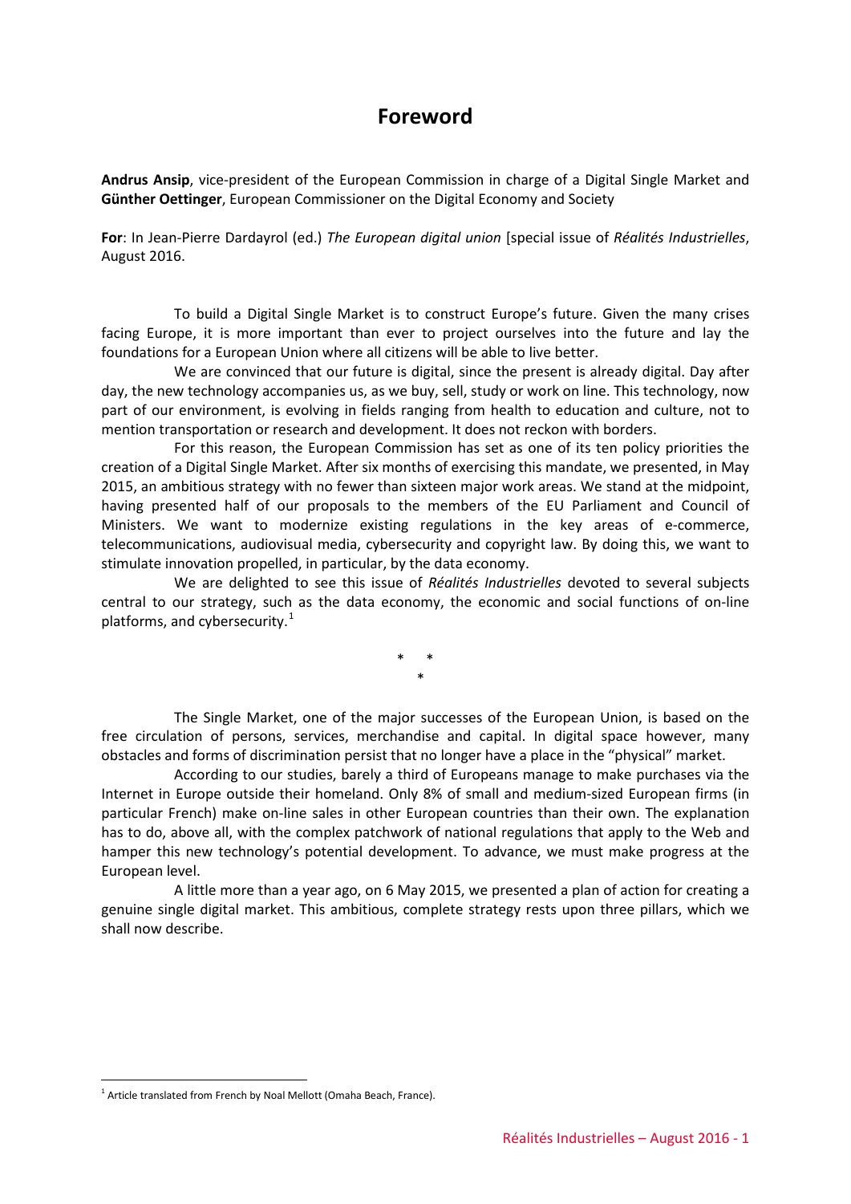# Foreword

**Andrus Ansip**, vice-president of the European Commission in charge of a Digital Single Market and **Günther Oettinger**, European Commissioner on the Digital Economy and Society

**For**: In Jean-Pierre Dardayrol (ed.) *The European digital union* [special issue of *Réalités Industrielles*, August 2016.

To build a Digital Single Market is to construct Europe's future. Given the many crises facing Europe, it is more important than ever to project ourselves into the future and lay the foundations for a European Union where all citizens will be able to live better.

We are convinced that our future is digital, since the present is already digital. Day after day, the new technology accompanies us, as we buy, sell, study or work on line. This technology, now part of our environment, is evolving in fields ranging from health to education and culture, not to mention transportation or research and development. It does not reckon with borders.

For this reason, the European Commission has set as one of its ten policy priorities the creation of a Digital Single Market. After six months of exercising this mandate, we presented, in May 2015, an ambitious strategy with no fewer than sixteen major work areas. We stand at the midpoint, having presented half of our proposals to the members of the EU Parliament and Council of Ministers. We want to modernize existing regulations in the key areas of e-commerce, telecommunications, audiovisual media, cybersecurity and copyright law. By doing this, we want to stimulate innovation propelled, in particular, by the data economy.

We are delighted to see this issue of *Réalités Industrielles* devoted to several subjects central to our strategy, such as the data economy, the economic and social functions of on-line platforms, and cybersecurity.[1]

\* \*
\*

The Single Market, one of the major successes of the European Union, is based on the free circulation of persons, services, merchandise and capital. In digital space however, many obstacles and forms of discrimination persist that no longer have a place in the "physical" market.

According to our studies, barely a third of Europeans manage to make purchases via the Internet in Europe outside their homeland. Only 8% of small and medium-sized European firms (in particular French) make on-line sales in other European countries than their own. The explanation has to do, above all, with the complex patchwork of national regulations that apply to the Web and hamper this new technology's potential development. To advance, we must make progress at the European level.

A little more than a year ago, on 6 May 2015, we presented a plan of action for creating a genuine single digital market. This ambitious, complete strategy rests upon three pillars, which we shall now describe.

[1] Article translated from French by Noal Mellott (Omaha Beach, France).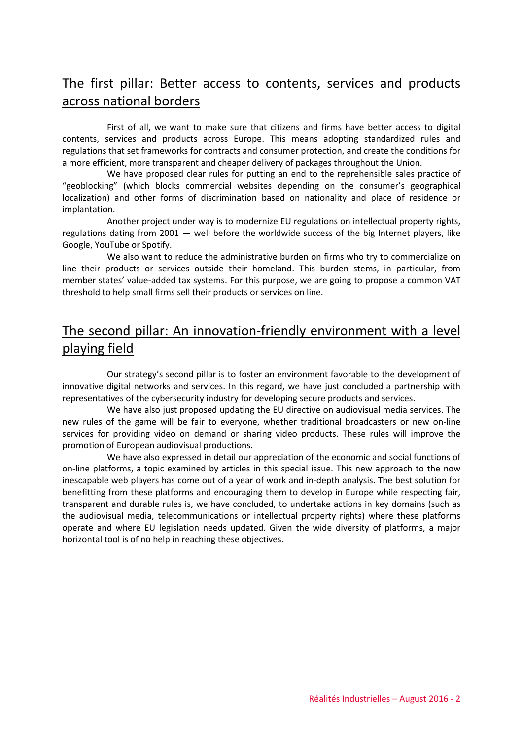## The first pillar: Better access to contents, services and products across national borders

First of all, we want to make sure that citizens and firms have better access to digital contents, services and products across Europe. This means adopting standardized rules and regulations that set frameworks for contracts and consumer protection, and create the conditions for a more efficient, more transparent and cheaper delivery of packages throughout the Union.

We have proposed clear rules for putting an end to the reprehensible sales practice of "geoblocking" (which blocks commercial websites depending on the consumer's geographical localization) and other forms of discrimination based on nationality and place of residence or implantation.

Another project under way is to modernize EU regulations on intellectual property rights, regulations dating from 2001 — well before the worldwide success of the big Internet players, like Google, YouTube or Spotify.

We also want to reduce the administrative burden on firms who try to commercialize on line their products or services outside their homeland. This burden stems, in particular, from member states' value-added tax systems. For this purpose, we are going to propose a common VAT threshold to help small firms sell their products or services on line.

## The second pillar: An innovation-friendly environment with a level playing field

Our strategy's second pillar is to foster an environment favorable to the development of innovative digital networks and services. In this regard, we have just concluded a partnership with representatives of the cybersecurity industry for developing secure products and services.

We have also just proposed updating the EU directive on audiovisual media services. The new rules of the game will be fair to everyone, whether traditional broadcasters or new on-line services for providing video on demand or sharing video products. These rules will improve the promotion of European audiovisual productions.

We have also expressed in detail our appreciation of the economic and social functions of on-line platforms, a topic examined by articles in this special issue. This new approach to the now inescapable web players has come out of a year of work and in-depth analysis. The best solution for benefitting from these platforms and encouraging them to develop in Europe while respecting fair, transparent and durable rules is, we have concluded, to undertake actions in key domains (such as the audiovisual media, telecommunications or intellectual property rights) where these platforms operate and where EU legislation needs updated. Given the wide diversity of platforms, a major horizontal tool is of no help in reaching these objectives.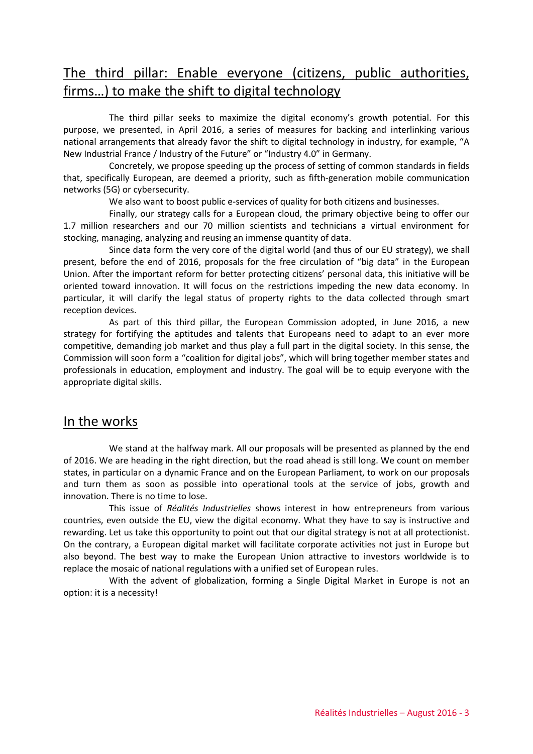## The third pillar: Enable everyone (citizens, public authorities, firms…) to make the shift to digital technology

The third pillar seeks to maximize the digital economy's growth potential. For this purpose, we presented, in April 2016, a series of measures for backing and interlinking various national arrangements that already favor the shift to digital technology in industry, for example, "A New Industrial France / Industry of the Future" or "Industry 4.0" in Germany.

Concretely, we propose speeding up the process of setting of common standards in fields that, specifically European, are deemed a priority, such as fifth-generation mobile communication networks (5G) or cybersecurity.

We also want to boost public e-services of quality for both citizens and businesses.

Finally, our strategy calls for a European cloud, the primary objective being to offer our 1.7 million researchers and our 70 million scientists and technicians a virtual environment for stocking, managing, analyzing and reusing an immense quantity of data.

Since data form the very core of the digital world (and thus of our EU strategy), we shall present, before the end of 2016, proposals for the free circulation of "big data" in the European Union. After the important reform for better protecting citizens' personal data, this initiative will be oriented toward innovation. It will focus on the restrictions impeding the new data economy. In particular, it will clarify the legal status of property rights to the data collected through smart reception devices.

As part of this third pillar, the European Commission adopted, in June 2016, a new strategy for fortifying the aptitudes and talents that Europeans need to adapt to an ever more competitive, demanding job market and thus play a full part in the digital society. In this sense, the Commission will soon form a "coalition for digital jobs", which will bring together member states and professionals in education, employment and industry. The goal will be to equip everyone with the appropriate digital skills.

## In the works

We stand at the halfway mark. All our proposals will be presented as planned by the end of 2016. We are heading in the right direction, but the road ahead is still long. We count on member states, in particular on a dynamic France and on the European Parliament, to work on our proposals and turn them as soon as possible into operational tools at the service of jobs, growth and innovation. There is no time to lose.

This issue of *Réalités Industrielles* shows interest in how entrepreneurs from various countries, even outside the EU, view the digital economy. What they have to say is instructive and rewarding. Let us take this opportunity to point out that our digital strategy is not at all protectionist. On the contrary, a European digital market will facilitate corporate activities not just in Europe but also beyond. The best way to make the European Union attractive to investors worldwide is to replace the mosaic of national regulations with a unified set of European rules.

With the advent of globalization, forming a Single Digital Market in Europe is not an option: it is a necessity!